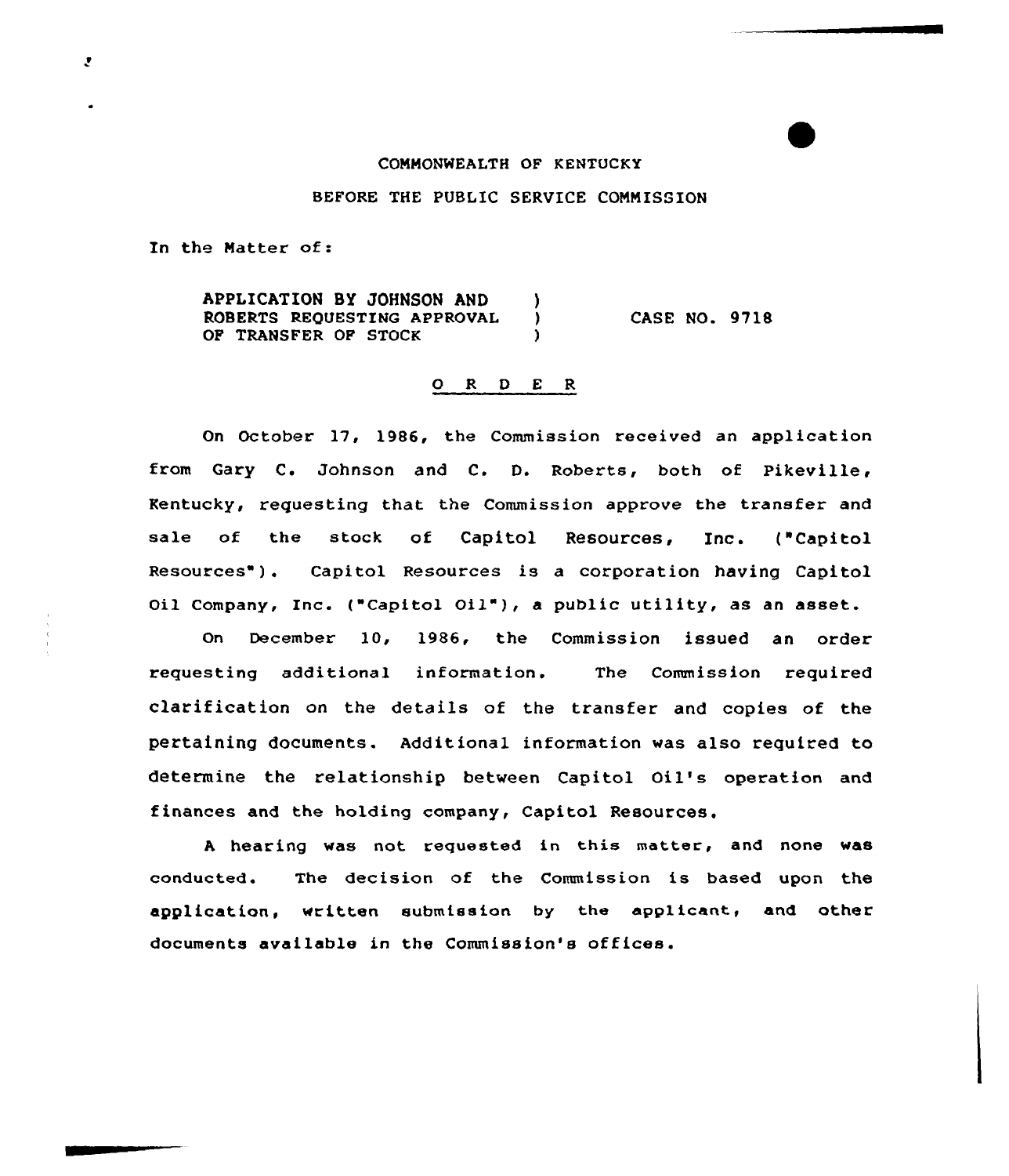COMMONWEALTH OF KENTUCKY

BEFORE THE PUBLIC SERVICE COMMISSION

In the Matter of:

APPLICATION BY JOHNSON AND ROBERTS REQUESTING APPROVAL OF TRANSFER OF STOCK ) CASE NO. 9718

O R D E R

On October 17, 1986, the Commission received an application from Gary C. Johnson and C. D. Roberts, both of Pikeville, Kentucky, requesting that the Commission approve the transfer and sale of the stock of Capitol Resources, Inc. ("Capitol Resources"). Capitol Resources is a corporation having Capitol Oil Company, Inc. ("Capitol Oil"), a public utility, as an asset.

On December 10, 1986, the Commission issued an order requesting additional information. The Commission required clarification on the details of the transfer and copies of the pertaining documents. Additional information was also required to determine the relationship between Capitol Oil's operation and finances and the holding company, Capitol Resources.

A hearing was not requested in this matter, and none was conducted. The decision of the Commission is based upon the application, written submission by the applicant, and other documents available in the Commission's offices.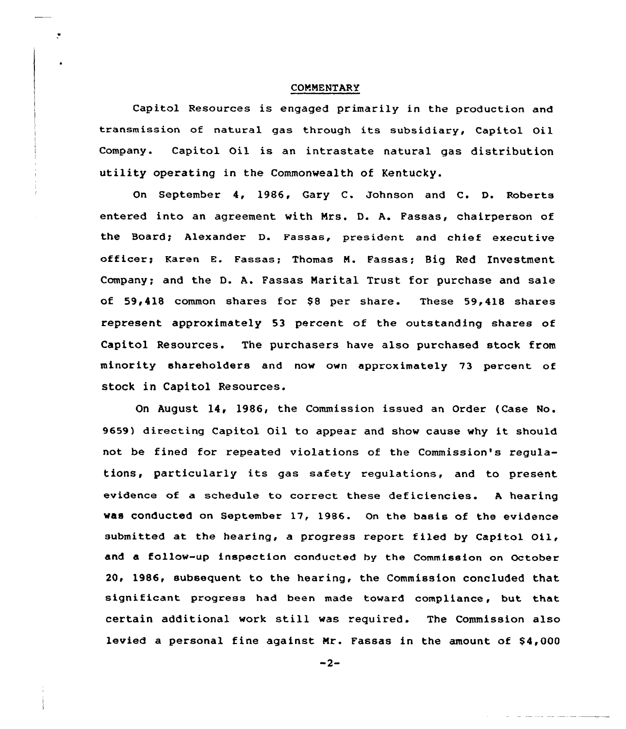## COMMENTARY

Capitol Resources is engaged primarily in the production and transmission of natural gas through its subsidiary, Capitol Oil Company. Capitol Oil is an intrastate natural gas distribution utility operating in the Commonwealth of Kentucky.

On September 4, 1986, Gary C. Johnson and C. D. Roberts entered into an agreement with Mrs. D. A. Fassas, chairperson of the Board; Alexander D. Fassas, president and chief executive officer; Karen E. Fassas; Thomas M. Fassas; Big Red Investment Company; and the D. A. Fassas Marital Trust for purchase and sale of 59,418 common shares for $8 per share. These 59,418 shares represent approximately 53 percent of the outstanding shares of Capitol Resources. The purchasers have also purchased stock from minority shareholders and now own approximately 73 percent of stock in Capitol Resources.

On August 14, 1986, the Commission issued an Order (Case No. 9659) directing Capitol Oil to appear and show cause why it should not be fined for repeated violations of the Commission's regulations, particularly its gas safety regulations, and to present evidence of a schedule to correct these deficiencies. A hearing was conducted on September 17, 1986. On the basis of the evidence submitted at the hearing, a progress report filed by Capitol Oil, and a follow-up inspection conducted by the Commission on October 20, 1986, subsequent to the hearing, the Commission concluded that significant progress had been made toward compliance, but that certain additional work still was required. The Commission also levied a personal fine against Mr. Fassas in the amount of $4,000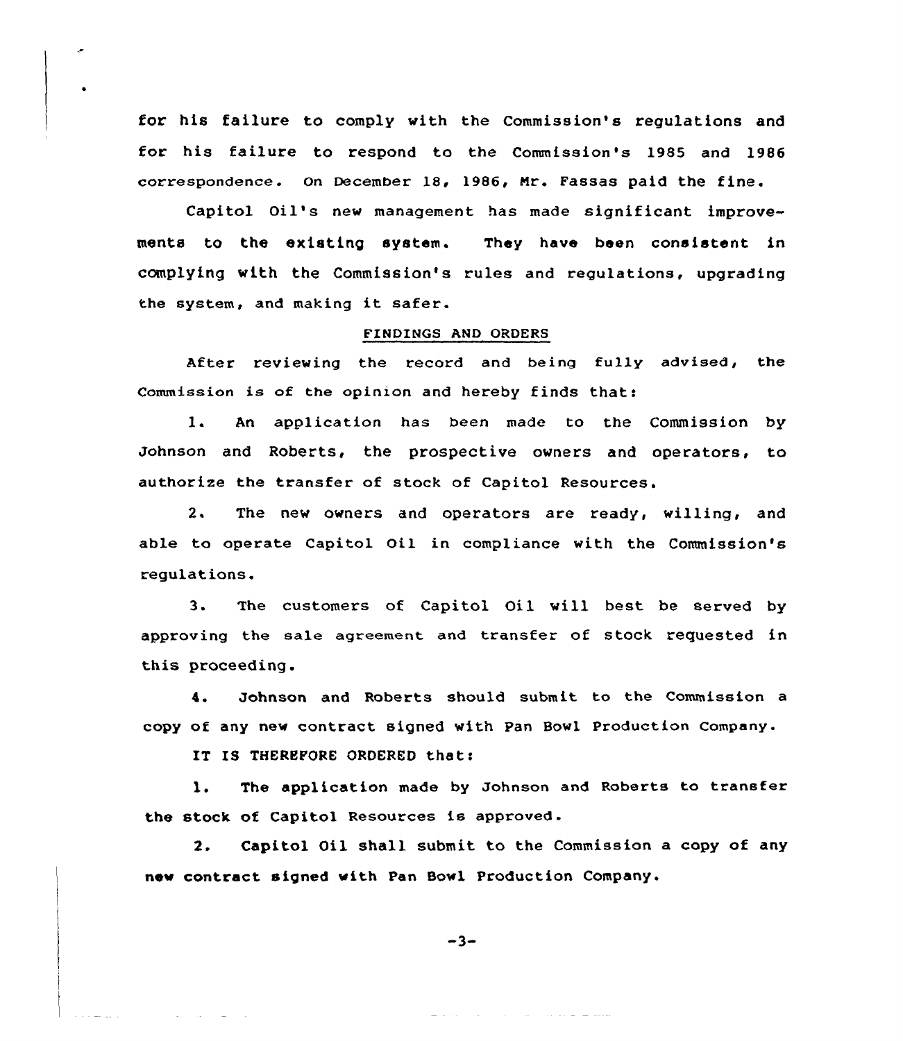for his failure to comply with the Commission's regulations and for his failure to respond to the Commission's 1985 and 1986 correspondence. On December 18, 1986, Mr. Fassas paid the fine.

Capitol Oil's new management has made significant improvements to the existing system. They have been consistent in complying with the Commission's rules and regulations, upgrading the system, and making it safer.

## FINDINGS AND ORDERS

After reviewing the record and being fully advised, the Commission is of the opinion and hereby finds that:

1. An application has been made to the Commission by Johnson and Roberts, the prospective owners and operators, to authorize the transfer of stock of Capitol Resources.

2. The new owners and operators are ready, willing, and able to operate Capitol Oil in compliance with the Commission's regulations.

3. The customers of Capitol Oil will best be served by approving the sale agreement and transfer of stock requested in this proceeding.

4. Johnson and Roberts should submit to the Commission a copy of any new contract signed with Pan Bowl Production Company.

IT IS THEREFORE ORDERED that:

1. The application made by Johnson and Roberts to transfer the stock of Capitol Resources is approved.

2. Capitol Oil shall submit to the Commission a copy of any new contract signed with Pan Bowl Production Company.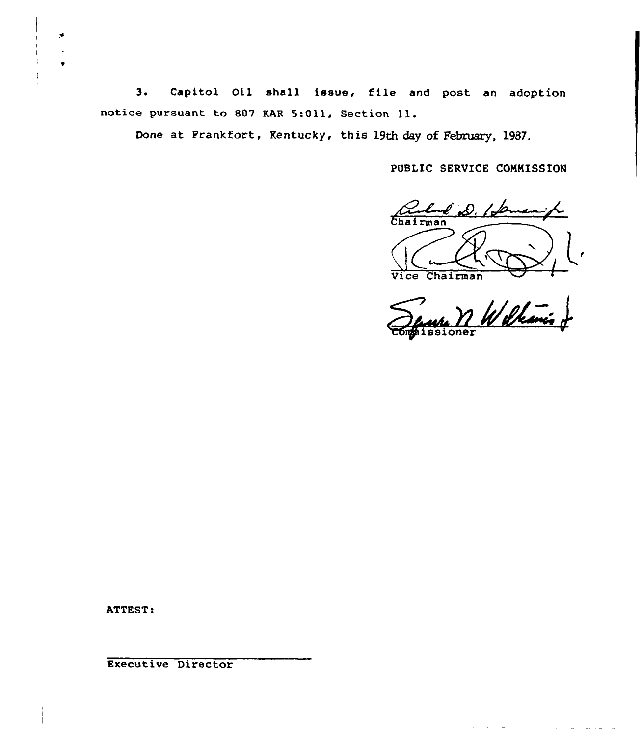3. Capitol Oil shall issue, file and post an adoption notice pursuant to 807 KAR 5:011, Section 11.

Done at Frankfort, Kentucky, this 19th day of February, 1987.

PUBLIC SERVICE COMMISSION

Chairman

Vice Chairman

Commissioner

ATTEST:

Executive Director